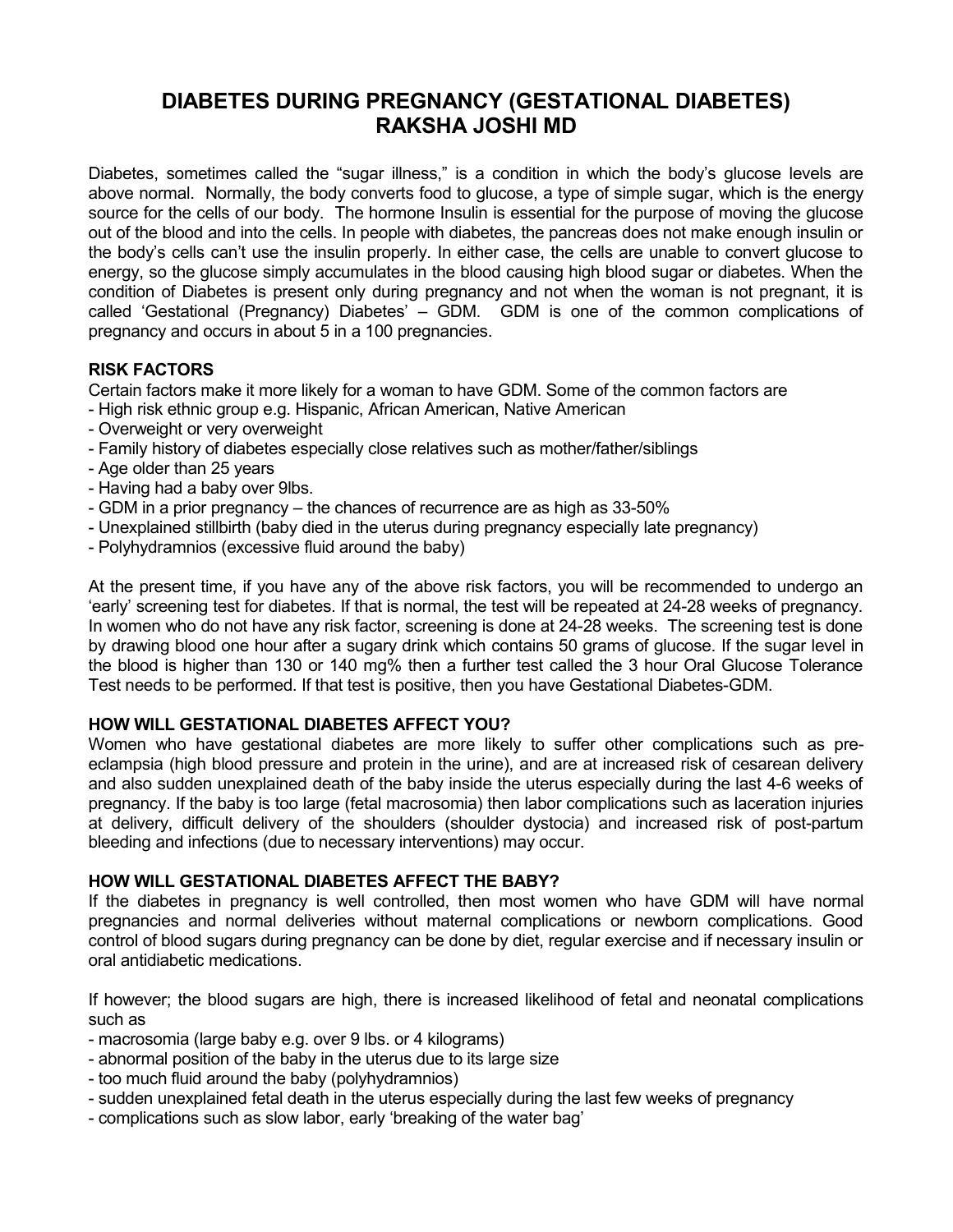# DIABETES DURING PREGNANCY (GESTATIONAL DIABETES)
# RAKSHA JOSHI MD

Diabetes, sometimes called the "sugar illness," is a condition in which the body's glucose levels are above normal. Normally, the body converts food to glucose, a type of simple sugar, which is the energy source for the cells of our body. The hormone Insulin is essential for the purpose of moving the glucose out of the blood and into the cells. In people with diabetes, the pancreas does not make enough insulin or the body's cells can't use the insulin properly. In either case, the cells are unable to convert glucose to energy, so the glucose simply accumulates in the blood causing high blood sugar or diabetes. When the condition of Diabetes is present only during pregnancy and not when the woman is not pregnant, it is called 'Gestational (Pregnancy) Diabetes' – GDM. GDM is one of the common complications of pregnancy and occurs in about 5 in a 100 pregnancies.

## RISK FACTORS

Certain factors make it more likely for a woman to have GDM. Some of the common factors are

- High risk ethnic group e.g. Hispanic, African American, Native American
- Overweight or very overweight
- Family history of diabetes especially close relatives such as mother/father/siblings
- Age older than 25 years
- Having had a baby over 9lbs.
- GDM in a prior pregnancy – the chances of recurrence are as high as 33-50%
- Unexplained stillbirth (baby died in the uterus during pregnancy especially late pregnancy)
- Polyhydramnios (excessive fluid around the baby)

At the present time, if you have any of the above risk factors, you will be recommended to undergo an 'early' screening test for diabetes. If that is normal, the test will be repeated at 24-28 weeks of pregnancy. In women who do not have any risk factor, screening is done at 24-28 weeks. The screening test is done by drawing blood one hour after a sugary drink which contains 50 grams of glucose. If the sugar level in the blood is higher than 130 or 140 mg% then a further test called the 3 hour Oral Glucose Tolerance Test needs to be performed. If that test is positive, then you have Gestational Diabetes-GDM.

## HOW WILL GESTATIONAL DIABETES AFFECT YOU?

Women who have gestational diabetes are more likely to suffer other complications such as pre-eclampsia (high blood pressure and protein in the urine), and are at increased risk of cesarean delivery and also sudden unexplained death of the baby inside the uterus especially during the last 4-6 weeks of pregnancy. If the baby is too large (fetal macrosomia) then labor complications such as laceration injuries at delivery, difficult delivery of the shoulders (shoulder dystocia) and increased risk of post-partum bleeding and infections (due to necessary interventions) may occur.

## HOW WILL GESTATIONAL DIABETES AFFECT THE BABY?

If the diabetes in pregnancy is well controlled, then most women who have GDM will have normal pregnancies and normal deliveries without maternal complications or newborn complications. Good control of blood sugars during pregnancy can be done by diet, regular exercise and if necessary insulin or oral antidiabetic medications.

If however; the blood sugars are high, there is increased likelihood of fetal and neonatal complications such as

- macrosomia (large baby e.g. over 9 lbs. or 4 kilograms)
- abnormal position of the baby in the uterus due to its large size
- too much fluid around the baby (polyhydramnios)
- sudden unexplained fetal death in the uterus especially during the last few weeks of pregnancy
- complications such as slow labor, early 'breaking of the water bag'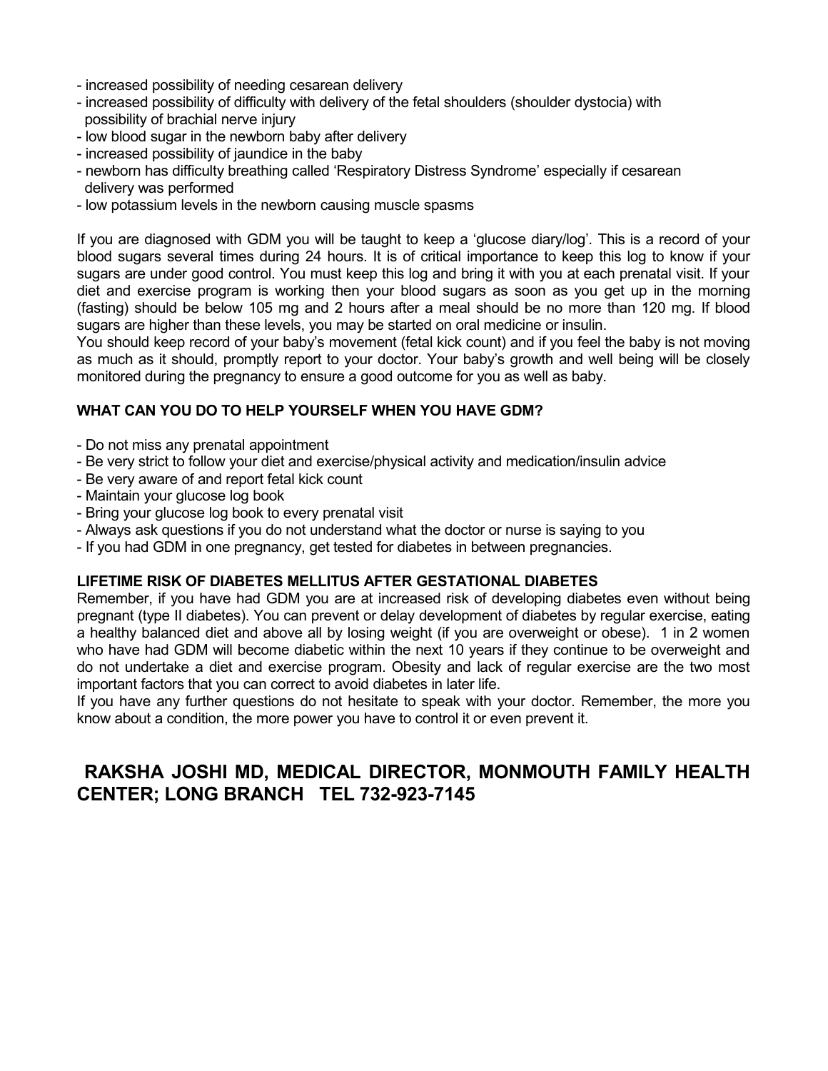- increased possibility of needing cesarean delivery
- increased possibility of difficulty with delivery of the fetal shoulders (shoulder dystocia) with possibility of brachial nerve injury
- low blood sugar in the newborn baby after delivery
- increased possibility of jaundice in the baby
- newborn has difficulty breathing called 'Respiratory Distress Syndrome' especially if cesarean delivery was performed
- low potassium levels in the newborn causing muscle spasms

If you are diagnosed with GDM you will be taught to keep a 'glucose diary/log'. This is a record of your blood sugars several times during 24 hours. It is of critical importance to keep this log to know if your sugars are under good control. You must keep this log and bring it with you at each prenatal visit. If your diet and exercise program is working then your blood sugars as soon as you get up in the morning (fasting) should be below 105 mg and 2 hours after a meal should be no more than 120 mg. If blood sugars are higher than these levels, you may be started on oral medicine or insulin.
You should keep record of your baby's movement (fetal kick count) and if you feel the baby is not moving as much as it should, promptly report to your doctor. Your baby's growth and well being will be closely monitored during the pregnancy to ensure a good outcome for you as well as baby.

### WHAT CAN YOU DO TO HELP YOURSELF WHEN YOU HAVE GDM?

- Do not miss any prenatal appointment
- Be very strict to follow your diet and exercise/physical activity and medication/insulin advice
- Be very aware of and report fetal kick count
- Maintain your glucose log book
- Bring your glucose log book to every prenatal visit
- Always ask questions if you do not understand what the doctor or nurse is saying to you
- If you had GDM in one pregnancy, get tested for diabetes in between pregnancies.

### LIFETIME RISK OF DIABETES MELLITUS AFTER GESTATIONAL DIABETES

Remember, if you have had GDM you are at increased risk of developing diabetes even without being pregnant (type II diabetes). You can prevent or delay development of diabetes by regular exercise, eating a healthy balanced diet and above all by losing weight (if you are overweight or obese). 1 in 2 women who have had GDM will become diabetic within the next 10 years if they continue to be overweight and do not undertake a diet and exercise program. Obesity and lack of regular exercise are the two most important factors that you can correct to avoid diabetes in later life.
If you have any further questions do not hesitate to speak with your doctor. Remember, the more you know about a condition, the more power you have to control it or even prevent it.

## RAKSHA JOSHI MD, MEDICAL DIRECTOR, MONMOUTH FAMILY HEALTH CENTER; LONG BRANCH TEL 732-923-7145